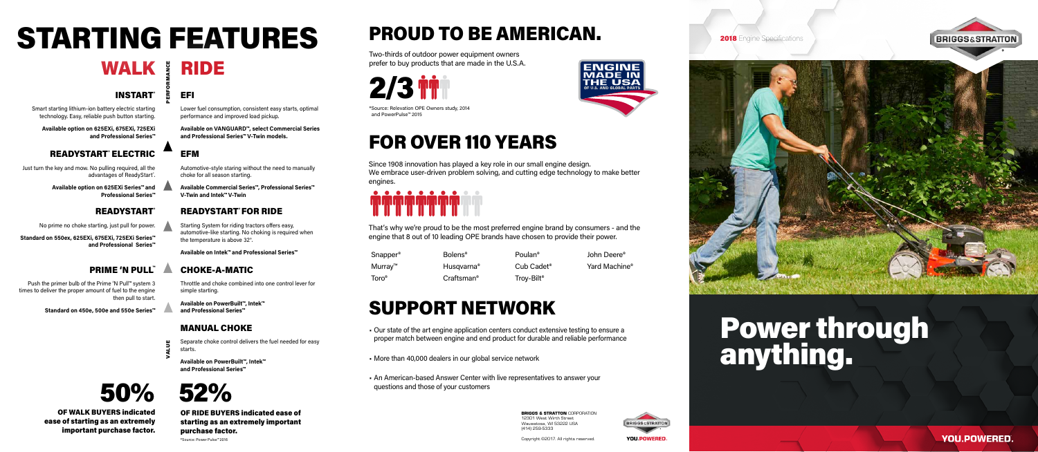# STARTING FEATURES

## WALK

PERFORMANCE

### INSTART®

Smart starting lithium-ion battery electric starting technology. Easy, reliable push button starting.

**Available option on 625EXi, 675EXi, 725EXi and Professional Series™**

### READYSTART® ELECTRIC

Just turn the key and mow. No pulling required, all the advantages of ReadyStart®.

**Available option on 625EXi Series™ and Professional Series™**

### READYSTART®

No prime no choke starting, just pull for power.

**Standard on 550ex, 625EXi, 675EXi, 725EXi Series™ and Professional Series™**

### PRIME 'N PULL™

Push the primer bulb of the Prime 'N Pull™ system 3 times to deliver the proper amount of fuel to the engine then pull to start.

**Standard on 450e, 500e and 550e Series™**

VALUE

# 50%

**OF WALK BUYERS indicated ease of starting as an extremely important purchase factor.**

## RIDE

### EFI

Lower fuel consumption, consistent easy starts, optimal performance and improved load pickup.

**Available on VANGUARD™, select Commercial Series and Professional Series™ V-Twin models.**

### EFM

Automotive-style staring without the need to manually choke for all season starting.

**Available Commercial Series™, Professional Series™ V-Twin and Intek™ V-Twin**

### READYSTART® FOR RIDE

Starting System for riding tractors offers easy, automotive-like starting. No choking is required when the temperature is above 32°.

**Available on Intek™ and Professional Series™**

### CHOKE-A-MATIC

Throttle and choke combined into one control lever for simple starting.

**Available on PowerBuilt™, Intek™ and Professional Series™**

### MANUAL CHOKE

Separate choke control delivers the fuel needed for easy starts.

**Available on PowerBuilt™, Intek™ and Professional Series™**

# 52%

**OF RIDE BUYERS indicated ease of starting as an extremely important purchase factor.**

*Source: Power Pulse™ 2016

# PROUD TO BE AMERICAN.

Two-thirds of outdoor power equipment owners prefer to buy products that are made in the U.S.A.

**2/3**

*Source: Relevation OPE Owners study, 2014 and PowerPulse™ 2015

ENGINE MADE IN THE USA OF U.S. AND GLOBAL PARTS

# FOR OVER 110 YEARS

Since 1908 innovation has played a key role in our small engine design. We embrace user-driven problem solving, and cutting edge technology to make better engines.

That's why we're proud to be the most preferred engine brand by consumers - and the engine that 8 out of 10 leading OPE brands have chosen to provide their power.

| | | | |
|---|---|---|---|
| Snapper® | Bolens® | Poulan® | John Deere® |
| Murray™ | Husqvarna® | Cub Cadet® | Yard Machine® |
| Toro® | Craftsman® | Troy-Bilt® | |

# SUPPORT NETWORK

- Our state of the art engine application centers conduct extensive testing to ensure a proper match between engine and end product for durable and reliable performance
- More than 40,000 dealers in our global service network
- An American-based Answer Center with live representatives to answer your questions and those of your customers

**BRIGGS & STRATTON** CORPORATION
12301 West Wirth Street
Wauwatosa, WI 53222 USA
(414) 259-5333

Copyright ©2017. All rights reserved.

YOU.POWERED.

**2018** Engine Specifications

BRIGGS & STRATTON

# Power through anything.

YOU.POWERED.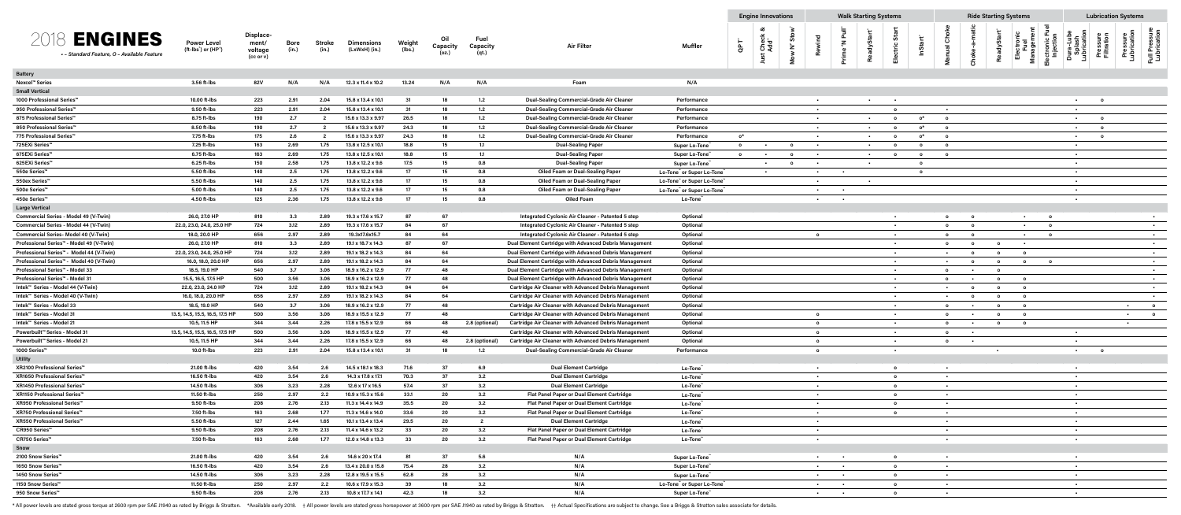# 2018 ENGINES

• - Standard Feature, O – Available Feature

| 2018 ENGINES | Power Level (ft-lbs* or (HP†) | Displace-ment/ voltage (cc or v) | Bore (in.) | Stroke (in.) | Dimensions (LxWxH) (in.) | Weight (lbs.) | Oil Capacity (oz.) | Fuel Capacity (qt.) | Air Filter | Muffler | Engine Innovations | | | Walk Starting Systems | | | | | Ride Starting Systems | | | | | Lubrication Systems | | | |
|---|---|---|---|---|---|---|---|---|---|---|---|---|---|---|---|---|---|---|---|---|---|---|---|---|---|---|---|
| | | | | | | | | | | | QPT | Just Check & Add | Mow N' Stow | Rewind | Prime 'N Pull | ReadyStart | Electric Start | InStart | Manual Choke | Choke-a-matic | ReadyStart | Electronic Fuel Management | Electronic Fuel Injection | Dura-Lube Splash Lubrication | Pressure Filtration | Pressure Lubrication | Full Pressure Lubrication |
| **Battery** | | | | | | | | | | | | | | | | | | | | | | | | | | | |
| Nexcel™ Series | 3.56 ft-lbs | 82V | N/A | N/A | 12.3 x 11.4 x 10.2 | 13.24 | N/A | N/A | Foam | N/A | | | | | | | | | | | | | | | | | |
| **Small Vertical** | | | | | | | | | | | | | | | | | | | | | | | | | | | |
| 1000 Professional Series™ | 10.00 ft-lbs | 223 | 2.91 | 2.04 | 15.8 x 13.4 x 10.1 | 31 | 18 | 1.2 | Dual-Sealing Commercial-Grade Air Cleaner | Performance | | | | • | | • | • | | | | | | | • | o | | |
| 950 Professional Series™ | 9.50 ft-lbs | 223 | 2.91 | 2.04 | 15.8 x 13.4 x 10.1 | 31 | 18 | 1.2 | Dual-Sealing Commercial-Grade Air Cleaner | Performance | | | | • | | | o | | • | | | | | • | | | |
| 875 Professional Series™ | 8.75 ft-lbs | 190 | 2.7 | 2 | 15.6 x 13.3 x 9.97 | 26.5 | 18 | 1.2 | Dual-Sealing Commercial-Grade Air Cleaner | Performance | | | | • | | • | o | o* | o | | | | | • | o | | |
| 850 Professional Series™ | 8.50 ft-lbs | 190 | 2.7 | 2 | 15.6 x 13.3 x 9.97 | 24.3 | 18 | 1.2 | Dual-Sealing Commercial-Grade Air Cleaner | Performance | | | | • | | • | o | o* | o | | | | | • | o | | |
| 775 Professional Series™ | 7.75 ft-lbs | 175 | 2.6 | 2 | 15.6 x 13.3 x 9.97 | 24.3 | 18 | 1.2 | Dual-Sealing Commercial-Grade Air Cleaner | Performance | o* | | | • | | • | o | o* | o | | | | | • | o | | |
| 725EXi Series™ | 7.25 ft-lbs | 163 | 2.69 | 1.75 | 13.8 x 12.5 x 10.1 | 18.8 | 15 | 1.1 | Dual-Sealing Paper | Super Lo-Tone™ | o | • | o | • | | • | o | o | o | | | | | • | | | |
| 675EXi Series™ | 6.75 ft-lbs | 163 | 2.69 | 1.75 | 13.8 x 12.5 x 10.1 | 18.8 | 15 | 1.1 | Dual-Sealing Paper | Super Lo-Tone™ | o | • | o | • | | • | o | o | o | | | | | • | | | |
| 625EXi Series™ | 6.25 ft-lbs | 150 | 2.58 | 1.75 | 13.8 x 12.2 x 9.6 | 17.5 | 15 | 0.8 | Dual-Sealing Paper | Super Lo-Tone™ | | • | o | • | | • | | o | | | | | | • | | | |
| 550e Series™ | 5.50 ft-lbs | 140 | 2.5 | 1.75 | 13.8 x 12.2 x 9.6 | 17 | 15 | 0.8 | Oiled Foam or Dual-Sealing Paper | Lo-Tone™ or Super Lo-Tone™ | | • | | • | • | | | o | | | | | | • | | | |
| 550ex Series™ | 5.50 ft-lbs | 140 | 2.5 | 1.75 | 13.8 x 12.2 x 9.6 | 17 | 15 | 0.8 | Oiled Foam or Dual-Sealing Paper | Lo-Tone™ or Super Lo-Tone™ | | | | • | | • | | | | | | | | • | | | |
| 500e Series™ | 5.00 ft-lbs | 140 | 2.5 | 1.75 | 13.8 x 12.2 x 9.6 | 17 | 15 | 0.8 | Oiled Foam or Dual-Sealing Paper | Lo-Tone™ or Super Lo-Tone™ | | | | • | • | | | | | | | | | • | | | |
| 450e Series™ | 4.50 ft-lbs | 125 | 2.36 | 1.75 | 13.8 x 12.2 x 9.6 | 17 | 15 | 0.8 | Oiled Foam | Lo-Tone™ | | | | • | • | | | | | | | | | • | | | |
| **Large Vertical** | | | | | | | | | | | | | | | | | | | | | | | | | | | |
| Commercial Series - Model 49 (V-Twin) | 26.0, 27.0 HP | 810 | 3.3 | 2.89 | 19.3 x 17.6 x 15.7 | 87 | 67 | | Integrated Cyclonic Air Cleaner - Patented 5 step | Optional | | | | | | | • | | o | o | | • | o | | | | • |
| Commercial Series - Model 44 (V-Twin) | 22.0, 23.0, 24.0, 25.0 HP | 724 | 3.12 | 2.89 | 19.3 x 17.6 x 15.7 | 84 | 67 | | Integrated Cyclonic Air Cleaner - Patented 5 step | Optional | | | | | | | • | | o | o | | • | o | | | | • |
| Commercial Series- Model 40 (V-Twin) | 18.0, 20.0 HP | 656 | 2.97 | 2.89 | 19.3x17.6x15.7 | 84 | 64 | | Integrated Cyclonic Air Cleaner - Patented 5 step | Optional | | | | o | | | • | | o | o | | • | o | | | | • |
| Professional Series™ - Model 49 (V-Twin) | 26.0, 27.0 HP | 810 | 3.3 | 2.89 | 19.1 x 18.7 x 14.3 | 87 | 67 | | Dual Element Cartridge with Advanced Debris Management | Optional | | | | | | | • | | o | o | o | • | | | | | • |
| Professional Series™ - Model 44 (V-Twin) | 22.0, 23.0, 24.0, 25.0 HP | 724 | 3.12 | 2.89 | 19.1 x 18.2 x 14.3 | 84 | 64 | | Dual Element Cartridge with Advanced Debris Management | Optional | | | | | | | • | | • | o | o | o | | | | | • |
| Professional Series™ - Model 40 (V-Twin) | 16.0, 18.0, 20.0 HP | 656 | 2.97 | 2.89 | 19.1 x 18.2 x 14.3 | 84 | 64 | | Dual Element Cartridge with Advanced Debris Management | Optional | | | | | | | • | | • | o | o | o | o | | | | • |
| Professional Series™ - Model 33 | 18.5, 19.0 HP | 540 | 3.7 | 3.06 | 18.9 x 16.2 x 12.9 | 77 | 48 | | Dual Element Cartridge with Advanced Debris Management | Optional | | | | | | | • | | o | • | o | | | | | | • |
| Professional Series™ - Model 31 | 15.5, 16.5, 17.5 HP | 500 | 3.56 | 3.06 | 18.9 x 16.2 x 12.9 | 77 | 48 | | Dual Element Cartridge with Advanced Debris Management | Optional | | | | | | | • | | o | • | o | o | | | | | • |
| Intek™ Series - Model 44 (V-Twin) | 22.0, 23.0, 24.0 HP | 724 | 3.12 | 2.89 | 19.1 x 18.2 x 14.3 | 84 | 64 | | Cartridge Air Cleaner with Advanced Debris Management | Optional | | | | | | | • | | • | o | o | o | | | | | • |
| Intek™ Series - Model 40 (V-Twin) | 16.0, 18.0, 20.0 HP | 656 | 2.97 | 2.89 | 19.1 x 18.2 x 14.3 | 84 | 64 | | Cartridge Air Cleaner with Advanced Debris Management | Optional | | | | | | | • | | • | o | o | o | | | | | • |
| Intek™ Series - Model 33 | 18.5, 19.0 HP | 540 | 3.7 | 3.06 | 18.9 x 16.2 x 12.9 | 77 | 48 | | Cartridge Air Cleaner with Advanced Debris Management | Optional | | | | | | | • | | o | • | o | o | | | | • | o |
| Intek™ Series - Model 31 | 13.5, 14.5, 15.5, 16.5, 17.5 HP | 500 | 3.56 | 3.06 | 18.9 x 15.5 x 12.9 | 77 | 48 | | Cartridge Air Cleaner with Advanced Debris Management | Optional | | | | o | | | • | | o | • | o | o | | | | • | o |
| Intek™ Series - Model 21 | 10.5, 11.5 HP | 344 | 3.44 | 2.26 | 17.8 x 15.5 x 12.9 | 66 | 48 | 2.8 (optional) | Cartridge Air Cleaner with Advanced Debris Management | Optional | | | | o | | | • | | o | • | o | o | | | | • | |
| Powerbuilt™ Series - Model 31 | 13.5, 14.5, 15.5, 16.5, 17.5 HP | 500 | 3.56 | 3.06 | 18.9 x 15.5 x 12.9 | 77 | 48 | | Cartridge Air Cleaner with Advanced Debris Management | Optional | | | | o | | | • | | o | • | | | | • | | | |
| Powerbuilt™ Series - Model 21 | 10.5, 11.5 HP | 344 | 3.44 | 2.26 | 17.8 x 15.5 x 12.9 | 66 | 48 | 2.8 (optional) | Cartridge Air Cleaner with Advanced Debris Management | Optional | | | | o | | | • | | o | • | | | | • | | | |
| 1000 Series™ | 10.0 ft-lbs | 223 | 2.91 | 2.04 | 15.8 x 13.4 x 10.1 | 31 | 18 | 1.2 | Dual-Sealing Commercial-Grade Air Cleaner | Performance | | | | o | | | • | | | | • | | | • | o | | |
| **Utility** | | | | | | | | | | | | | | | | | | | | | | | | | | | |
| XR2100 Professional Series™ | 21.00 ft-lbs | 420 | 3.54 | 2.6 | 14.5 x 18.1 x 18.3 | 71.6 | 37 | 6.9 | Dual Element Cartridge | Lo-Tone™ | | | | • | | | o | | • | | | | | • | | | |
| XR1650 Professional Series™ | 16.50 ft-lbs | 420 | 3.54 | 2.6 | 14.3 x 17.8 x 17.1 | 70.3 | 37 | 3.2 | Dual Element Cartridge | Lo-Tone™ | | | | • | | | o | | • | | | | | • | | | |
| XR1450 Professional Series™ | 14.50 ft-lbs | 306 | 3.23 | 2.28 | 12.8 x 17 x 16.5 | 57.4 | 37 | 3.2 | Dual Element Cartridge | Lo-Tone™ | | | | • | | | o | | • | | | | | • | | | |
| XR1150 Professional Series™ | 11.50 ft-lbs | 250 | 2.97 | 2.2 | 10.9 x 15.3 x 15.6 | 33.1 | 20 | 3.2 | Flat Panel Paper or Dual Element Cartridge | Lo-Tone™ | | | | • | | | o | | • | | | | | • | | | |
| XR950 Professional Series™ | 9.50 ft-lbs | 208 | 2.76 | 2.13 | 11.3 x 14.4 x 14.9 | 35.5 | 20 | 3.2 | Flat Panel Paper or Dual Element Cartridge | Lo-Tone™ | | | | • | | | o | | • | | | | | • | | | |
| XR750 Professional Series™ | 7.50 ft-lbs | 163 | 2.68 | 1.77 | 11.3 x 14.6 x 14.0 | 33.6 | 20 | 3.2 | Flat Panel Paper or Dual Element Cartridge | Lo-Tone™ | | | | • | | | o | | • | | | | | • | | | |
| XR550 Professional Series™ | 5.50 ft-lbs | 127 | 2.44 | 1.65 | 10.1 x 13.4 x 13.4 | 29.5 | 20 | 2 | Dual Element Cartridge | Lo-Tone™ | | | | • | | | | | • | | | | | • | | | |
| CR950 Series™ | 9.50 ft-lbs | 208 | 2.76 | 2.13 | 11.4 x 14.6 x 13.2 | 33 | 20 | 3.2 | Flat Panel Paper or Dual Element Cartridge | Lo-Tone™ | | | | • | | | | | • | | | | | • | | | |
| CR750 Series™ | 7.50 ft-lbs | 163 | 2.68 | 1.77 | 12.0 x 14.8 x 13.3 | 33 | 20 | 3.2 | Flat Panel Paper or Dual Element Cartridge | Lo-Tone™ | | | | • | | | | | • | | | | | • | | | |
| **Snow** | | | | | | | | | | | | | | | | | | | | | | | | | | | |
| 2100 Snow Series™ | 21.00 ft-lbs | 420 | 3.54 | 2.6 | 14.6 x 20 x 17.4 | 81 | 37 | 5.6 | N/A | Super Lo-Tone™ | | | | • | • | | o | | • | | | | | • | | | |
| 1650 Snow Series™ | 16.50 ft-lbs | 420 | 3.54 | 2.6 | 13.4 x 20.0 x 15.8 | 75.4 | 28 | 3.2 | N/A | Super Lo-Tone™ | | | | • | • | | o | | • | | | | | • | | | |
| 1450 Snow Series™ | 14.50 ft-lbs | 306 | 3.23 | 2.28 | 12.8 x 19.5 x 15.5 | 62.8 | 28 | 3.2 | N/A | Super Lo-Tone™ | | | | • | • | | o | | • | | | | | • | | | |
| 1150 Snow Series™ | 11.50 ft-lbs | 250 | 2.97 | 2.2 | 10.6 x 17.9 x 15.3 | 39 | 18 | 3.2 | N/A | Lo-Tone™ or Super Lo-Tone™ | | | | • | • | | o | | • | | | | | • | | | |
| 950 Snow Series™ | 9.50 ft-lbs | 208 | 2.76 | 2.13 | 10.8 x 17.7 x 14.1 | 42.3 | 18 | 3.2 | N/A | Super Lo-Tone™ | | | | • | • | | o | | • | | | | | • | | | |

* All power levels are stated gross torque at 2600 rpm per SAE J1940 as rated by Briggs & Stratton. *Available early 2018. † All power levels are stated gross horsepower at 3600 rpm per SAE J1940 as rated by Briggs & Stratton. †† Actual Specifications are subject to change. See a Briggs & Stratton sales associate for details.